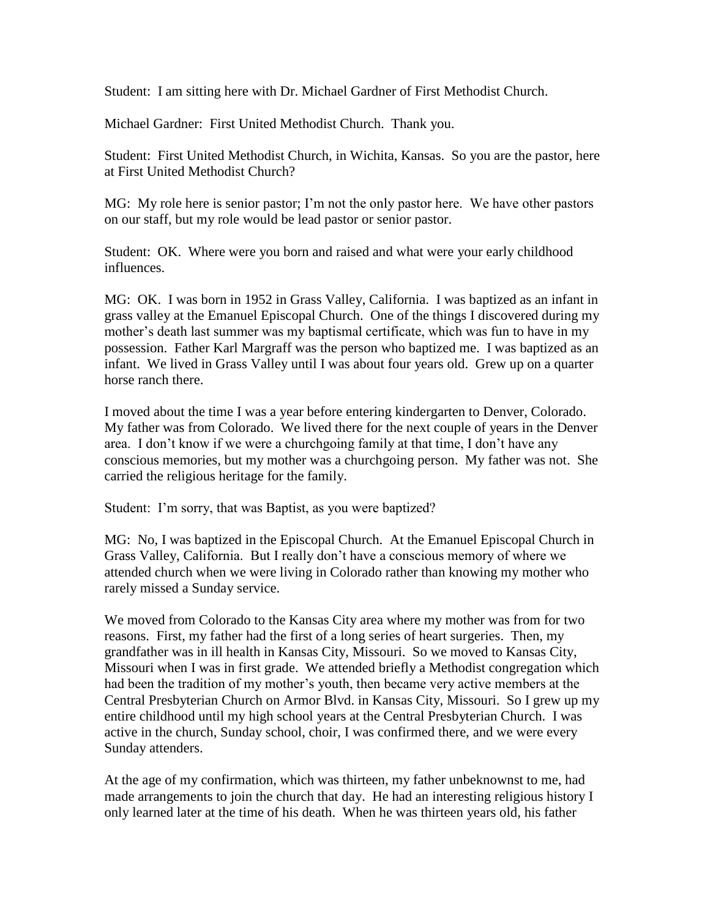Student: I am sitting here with Dr. Michael Gardner of First Methodist Church.

Michael Gardner: First United Methodist Church. Thank you.

Student: First United Methodist Church, in Wichita, Kansas. So you are the pastor, here at First United Methodist Church?

MG: My role here is senior pastor; I'm not the only pastor here. We have other pastors on our staff, but my role would be lead pastor or senior pastor.

Student: OK. Where were you born and raised and what were your early childhood influences.

MG: OK. I was born in 1952 in Grass Valley, California. I was baptized as an infant in grass valley at the Emanuel Episcopal Church. One of the things I discovered during my mother's death last summer was my baptismal certificate, which was fun to have in my possession. Father Karl Margraff was the person who baptized me. I was baptized as an infant. We lived in Grass Valley until I was about four years old. Grew up on a quarter horse ranch there.

I moved about the time I was a year before entering kindergarten to Denver, Colorado. My father was from Colorado. We lived there for the next couple of years in the Denver area. I don't know if we were a churchgoing family at that time, I don't have any conscious memories, but my mother was a churchgoing person. My father was not. She carried the religious heritage for the family.

Student: I'm sorry, that was Baptist, as you were baptized?

MG: No, I was baptized in the Episcopal Church. At the Emanuel Episcopal Church in Grass Valley, California. But I really don't have a conscious memory of where we attended church when we were living in Colorado rather than knowing my mother who rarely missed a Sunday service.

We moved from Colorado to the Kansas City area where my mother was from for two reasons. First, my father had the first of a long series of heart surgeries. Then, my grandfather was in ill health in Kansas City, Missouri. So we moved to Kansas City, Missouri when I was in first grade. We attended briefly a Methodist congregation which had been the tradition of my mother's youth, then became very active members at the Central Presbyterian Church on Armor Blvd. in Kansas City, Missouri. So I grew up my entire childhood until my high school years at the Central Presbyterian Church. I was active in the church, Sunday school, choir, I was confirmed there, and we were every Sunday attenders.

At the age of my confirmation, which was thirteen, my father unbeknownst to me, had made arrangements to join the church that day. He had an interesting religious history I only learned later at the time of his death. When he was thirteen years old, his father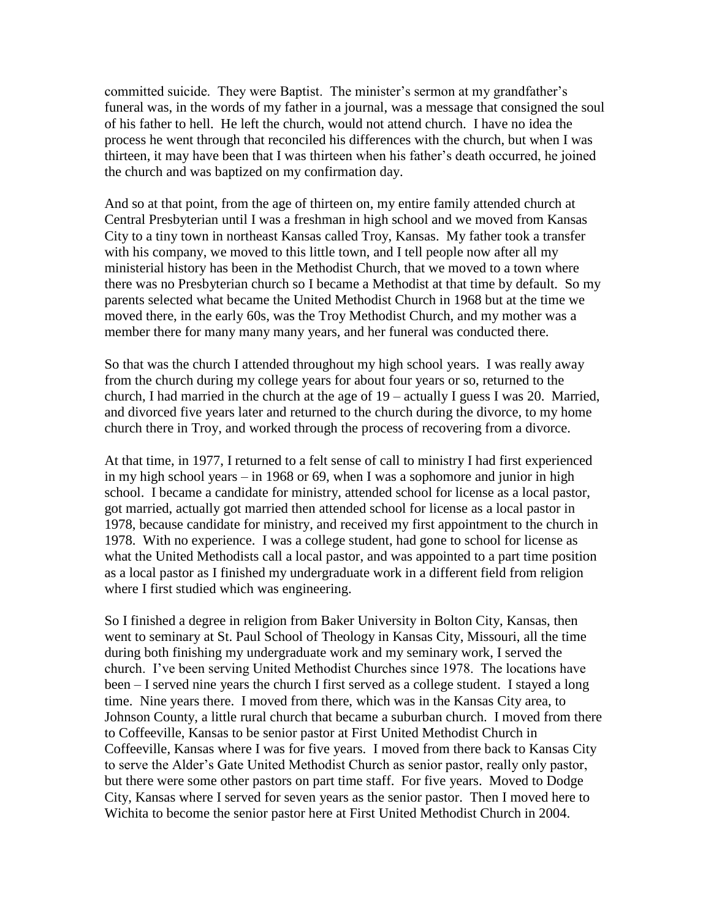committed suicide. They were Baptist. The minister's sermon at my grandfather's funeral was, in the words of my father in a journal, was a message that consigned the soul of his father to hell. He left the church, would not attend church. I have no idea the process he went through that reconciled his differences with the church, but when I was thirteen, it may have been that I was thirteen when his father's death occurred, he joined the church and was baptized on my confirmation day.

And so at that point, from the age of thirteen on, my entire family attended church at Central Presbyterian until I was a freshman in high school and we moved from Kansas City to a tiny town in northeast Kansas called Troy, Kansas. My father took a transfer with his company, we moved to this little town, and I tell people now after all my ministerial history has been in the Methodist Church, that we moved to a town where there was no Presbyterian church so I became a Methodist at that time by default. So my parents selected what became the United Methodist Church in 1968 but at the time we moved there, in the early 60s, was the Troy Methodist Church, and my mother was a member there for many many many years, and her funeral was conducted there.

So that was the church I attended throughout my high school years. I was really away from the church during my college years for about four years or so, returned to the church, I had married in the church at the age of 19 – actually I guess I was 20. Married, and divorced five years later and returned to the church during the divorce, to my home church there in Troy, and worked through the process of recovering from a divorce.

At that time, in 1977, I returned to a felt sense of call to ministry I had first experienced in my high school years – in 1968 or 69, when I was a sophomore and junior in high school. I became a candidate for ministry, attended school for license as a local pastor, got married, actually got married then attended school for license as a local pastor in 1978, because candidate for ministry, and received my first appointment to the church in 1978. With no experience. I was a college student, had gone to school for license as what the United Methodists call a local pastor, and was appointed to a part time position as a local pastor as I finished my undergraduate work in a different field from religion where I first studied which was engineering.

So I finished a degree in religion from Baker University in Bolton City, Kansas, then went to seminary at St. Paul School of Theology in Kansas City, Missouri, all the time during both finishing my undergraduate work and my seminary work, I served the church. I've been serving United Methodist Churches since 1978. The locations have been – I served nine years the church I first served as a college student. I stayed a long time. Nine years there. I moved from there, which was in the Kansas City area, to Johnson County, a little rural church that became a suburban church. I moved from there to Coffeeville, Kansas to be senior pastor at First United Methodist Church in Coffeeville, Kansas where I was for five years. I moved from there back to Kansas City to serve the Alder's Gate United Methodist Church as senior pastor, really only pastor, but there were some other pastors on part time staff. For five years. Moved to Dodge City, Kansas where I served for seven years as the senior pastor. Then I moved here to Wichita to become the senior pastor here at First United Methodist Church in 2004.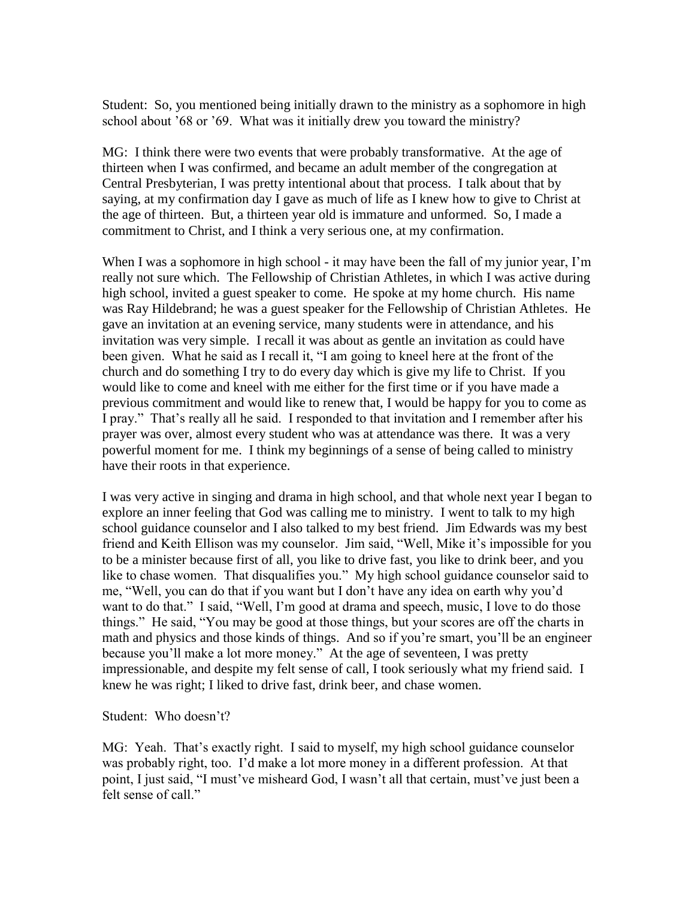Student: So, you mentioned being initially drawn to the ministry as a sophomore in high school about '68 or '69. What was it initially drew you toward the ministry?

MG: I think there were two events that were probably transformative. At the age of thirteen when I was confirmed, and became an adult member of the congregation at Central Presbyterian, I was pretty intentional about that process. I talk about that by saying, at my confirmation day I gave as much of life as I knew how to give to Christ at the age of thirteen. But, a thirteen year old is immature and unformed. So, I made a commitment to Christ, and I think a very serious one, at my confirmation.

When I was a sophomore in high school - it may have been the fall of my junior year, I'm really not sure which. The Fellowship of Christian Athletes, in which I was active during high school, invited a guest speaker to come. He spoke at my home church. His name was Ray Hildebrand; he was a guest speaker for the Fellowship of Christian Athletes. He gave an invitation at an evening service, many students were in attendance, and his invitation was very simple. I recall it was about as gentle an invitation as could have been given. What he said as I recall it, "I am going to kneel here at the front of the church and do something I try to do every day which is give my life to Christ. If you would like to come and kneel with me either for the first time or if you have made a previous commitment and would like to renew that, I would be happy for you to come as I pray." That's really all he said. I responded to that invitation and I remember after his prayer was over, almost every student who was at attendance was there. It was a very powerful moment for me. I think my beginnings of a sense of being called to ministry have their roots in that experience.

I was very active in singing and drama in high school, and that whole next year I began to explore an inner feeling that God was calling me to ministry. I went to talk to my high school guidance counselor and I also talked to my best friend. Jim Edwards was my best friend and Keith Ellison was my counselor. Jim said, "Well, Mike it's impossible for you to be a minister because first of all, you like to drive fast, you like to drink beer, and you like to chase women. That disqualifies you." My high school guidance counselor said to me, "Well, you can do that if you want but I don't have any idea on earth why you'd want to do that." I said, "Well, I'm good at drama and speech, music, I love to do those things." He said, "You may be good at those things, but your scores are off the charts in math and physics and those kinds of things. And so if you're smart, you'll be an engineer because you'll make a lot more money." At the age of seventeen, I was pretty impressionable, and despite my felt sense of call, I took seriously what my friend said. I knew he was right; I liked to drive fast, drink beer, and chase women.

Student: Who doesn't?

MG: Yeah. That's exactly right. I said to myself, my high school guidance counselor was probably right, too. I'd make a lot more money in a different profession. At that point, I just said, "I must've misheard God, I wasn't all that certain, must've just been a felt sense of call."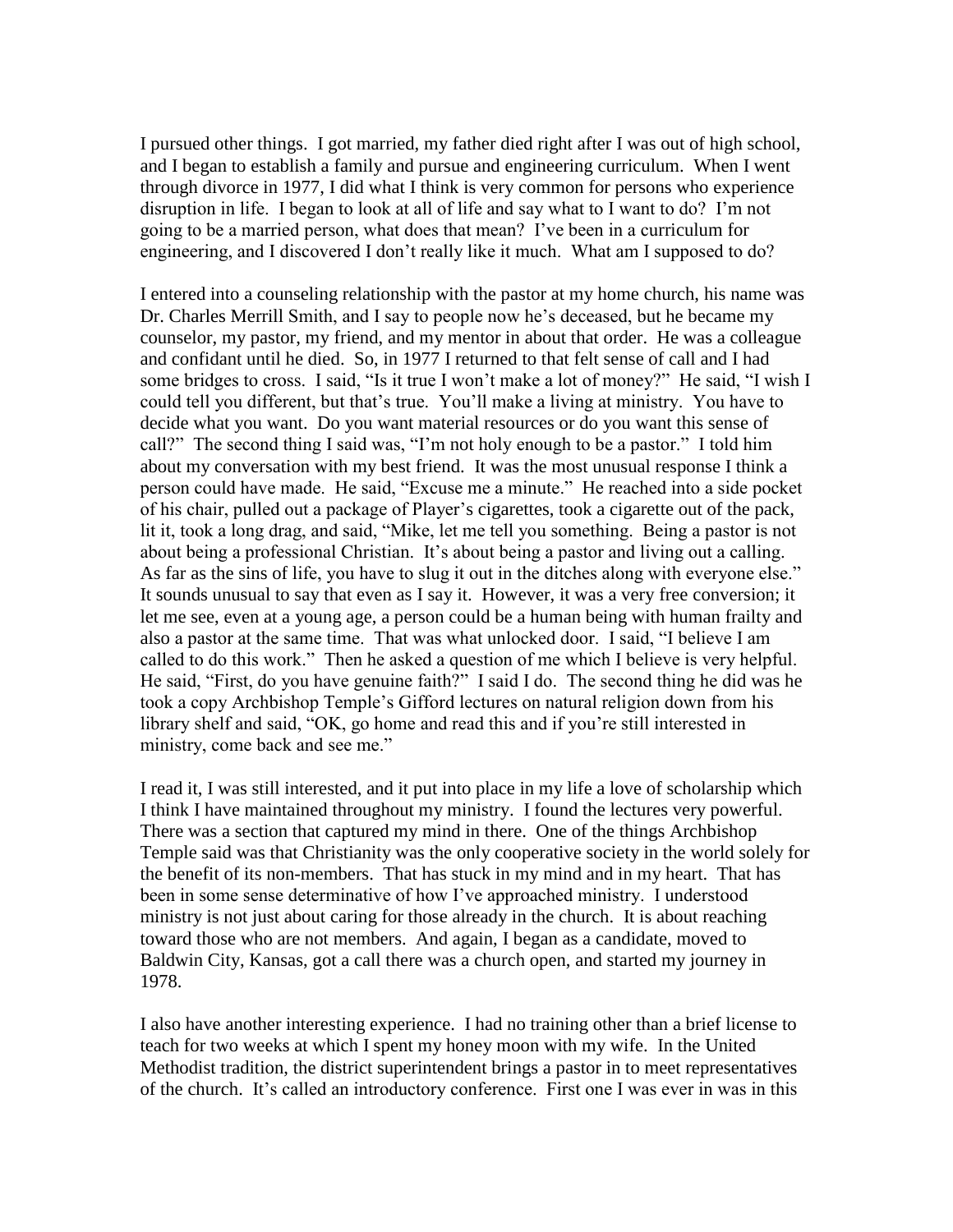I pursued other things. I got married, my father died right after I was out of high school, and I began to establish a family and pursue and engineering curriculum. When I went through divorce in 1977, I did what I think is very common for persons who experience disruption in life. I began to look at all of life and say what to I want to do? I'm not going to be a married person, what does that mean? I've been in a curriculum for engineering, and I discovered I don't really like it much. What am I supposed to do?

I entered into a counseling relationship with the pastor at my home church, his name was Dr. Charles Merrill Smith, and I say to people now he's deceased, but he became my counselor, my pastor, my friend, and my mentor in about that order. He was a colleague and confidant until he died. So, in 1977 I returned to that felt sense of call and I had some bridges to cross. I said, "Is it true I won't make a lot of money?" He said, "I wish I could tell you different, but that's true. You'll make a living at ministry. You have to decide what you want. Do you want material resources or do you want this sense of call?" The second thing I said was, "I'm not holy enough to be a pastor." I told him about my conversation with my best friend. It was the most unusual response I think a person could have made. He said, "Excuse me a minute." He reached into a side pocket of his chair, pulled out a package of Player's cigarettes, took a cigarette out of the pack, lit it, took a long drag, and said, "Mike, let me tell you something. Being a pastor is not about being a professional Christian. It's about being a pastor and living out a calling. As far as the sins of life, you have to slug it out in the ditches along with everyone else." It sounds unusual to say that even as I say it. However, it was a very free conversion; it let me see, even at a young age, a person could be a human being with human frailty and also a pastor at the same time. That was what unlocked door. I said, "I believe I am called to do this work." Then he asked a question of me which I believe is very helpful. He said, "First, do you have genuine faith?" I said I do. The second thing he did was he took a copy Archbishop Temple's Gifford lectures on natural religion down from his library shelf and said, "OK, go home and read this and if you're still interested in ministry, come back and see me."

I read it, I was still interested, and it put into place in my life a love of scholarship which I think I have maintained throughout my ministry. I found the lectures very powerful. There was a section that captured my mind in there. One of the things Archbishop Temple said was that Christianity was the only cooperative society in the world solely for the benefit of its non-members. That has stuck in my mind and in my heart. That has been in some sense determinative of how I've approached ministry. I understood ministry is not just about caring for those already in the church. It is about reaching toward those who are not members. And again, I began as a candidate, moved to Baldwin City, Kansas, got a call there was a church open, and started my journey in 1978.

I also have another interesting experience. I had no training other than a brief license to teach for two weeks at which I spent my honey moon with my wife. In the United Methodist tradition, the district superintendent brings a pastor in to meet representatives of the church. It's called an introductory conference. First one I was ever in was in this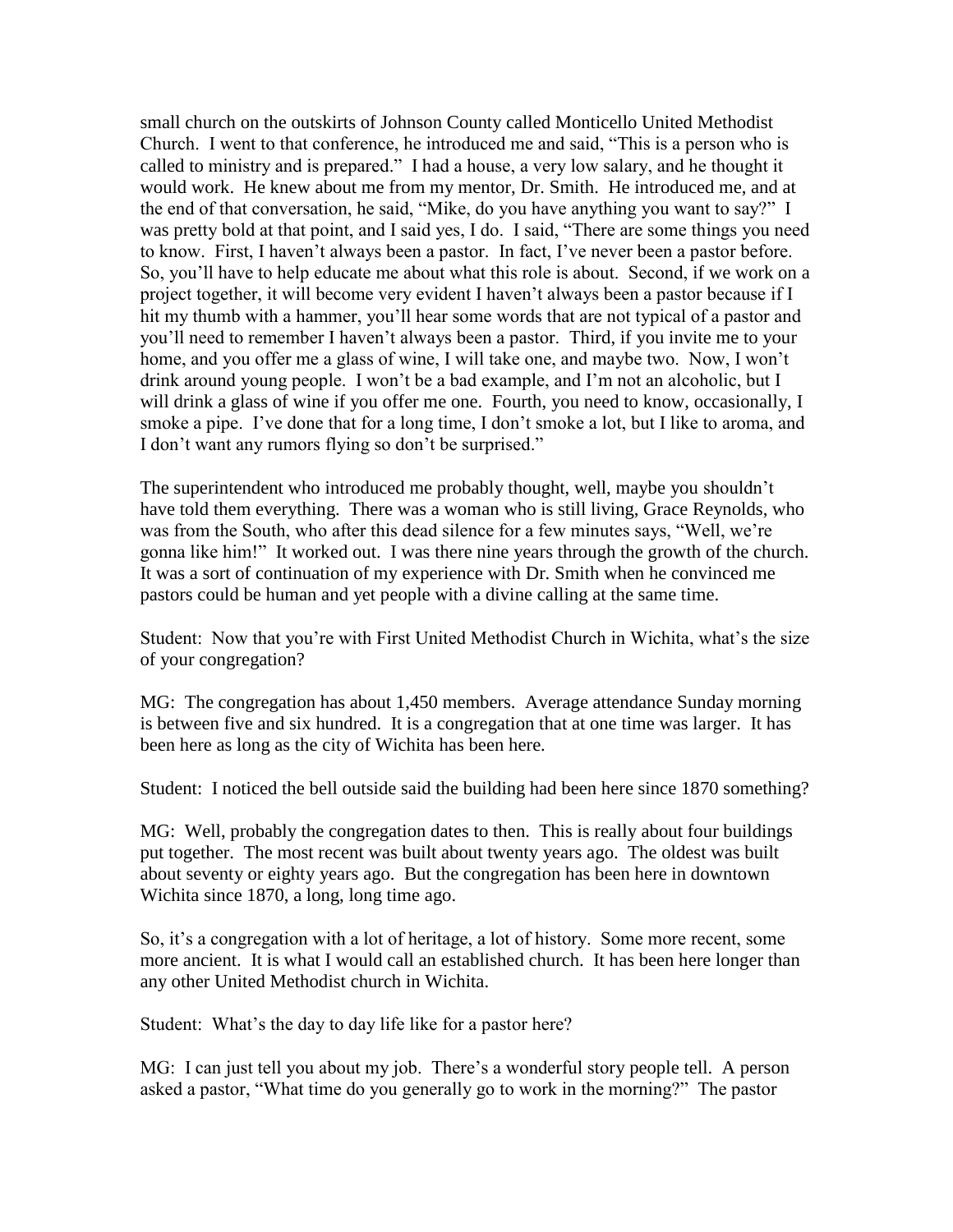small church on the outskirts of Johnson County called Monticello United Methodist Church. I went to that conference, he introduced me and said, "This is a person who is called to ministry and is prepared." I had a house, a very low salary, and he thought it would work. He knew about me from my mentor, Dr. Smith. He introduced me, and at the end of that conversation, he said, "Mike, do you have anything you want to say?" I was pretty bold at that point, and I said yes, I do. I said, "There are some things you need to know. First, I haven't always been a pastor. In fact, I've never been a pastor before. So, you'll have to help educate me about what this role is about. Second, if we work on a project together, it will become very evident I haven't always been a pastor because if I hit my thumb with a hammer, you'll hear some words that are not typical of a pastor and you'll need to remember I haven't always been a pastor. Third, if you invite me to your home, and you offer me a glass of wine, I will take one, and maybe two. Now, I won't drink around young people. I won't be a bad example, and I'm not an alcoholic, but I will drink a glass of wine if you offer me one. Fourth, you need to know, occasionally, I smoke a pipe. I've done that for a long time, I don't smoke a lot, but I like to aroma, and I don't want any rumors flying so don't be surprised."

The superintendent who introduced me probably thought, well, maybe you shouldn't have told them everything. There was a woman who is still living, Grace Reynolds, who was from the South, who after this dead silence for a few minutes says, "Well, we're gonna like him!" It worked out. I was there nine years through the growth of the church. It was a sort of continuation of my experience with Dr. Smith when he convinced me pastors could be human and yet people with a divine calling at the same time.

Student: Now that you're with First United Methodist Church in Wichita, what's the size of your congregation?

MG: The congregation has about 1,450 members. Average attendance Sunday morning is between five and six hundred. It is a congregation that at one time was larger. It has been here as long as the city of Wichita has been here.

Student: I noticed the bell outside said the building had been here since 1870 something?

MG: Well, probably the congregation dates to then. This is really about four buildings put together. The most recent was built about twenty years ago. The oldest was built about seventy or eighty years ago. But the congregation has been here in downtown Wichita since 1870, a long, long time ago.

So, it's a congregation with a lot of heritage, a lot of history. Some more recent, some more ancient. It is what I would call an established church. It has been here longer than any other United Methodist church in Wichita.

Student: What's the day to day life like for a pastor here?

MG: I can just tell you about my job. There's a wonderful story people tell. A person asked a pastor, "What time do you generally go to work in the morning?" The pastor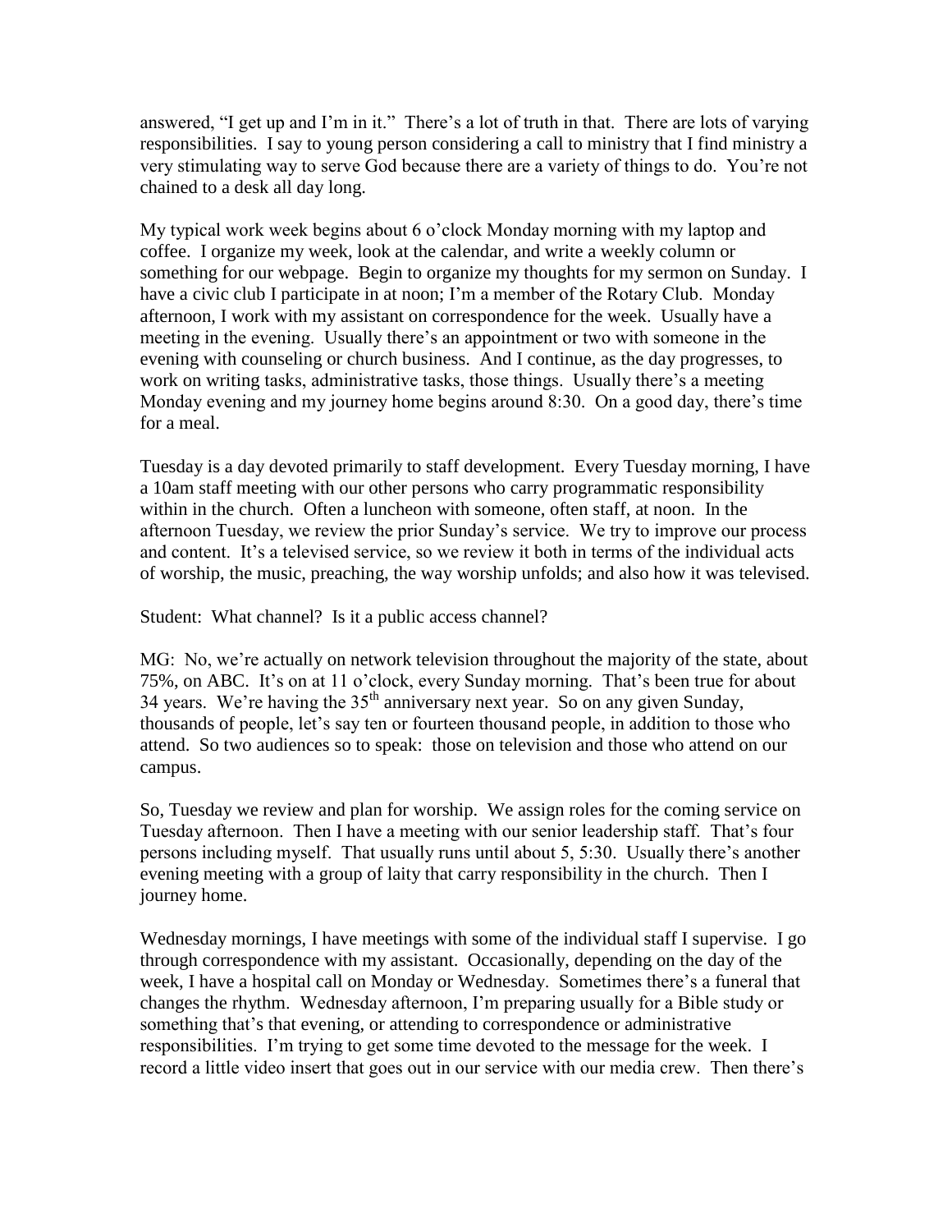answered, "I get up and I'm in it." There's a lot of truth in that. There are lots of varying responsibilities. I say to young person considering a call to ministry that I find ministry a very stimulating way to serve God because there are a variety of things to do. You're not chained to a desk all day long.

My typical work week begins about 6 o'clock Monday morning with my laptop and coffee. I organize my week, look at the calendar, and write a weekly column or something for our webpage. Begin to organize my thoughts for my sermon on Sunday. I have a civic club I participate in at noon; I'm a member of the Rotary Club. Monday afternoon, I work with my assistant on correspondence for the week. Usually have a meeting in the evening. Usually there's an appointment or two with someone in the evening with counseling or church business. And I continue, as the day progresses, to work on writing tasks, administrative tasks, those things. Usually there's a meeting Monday evening and my journey home begins around 8:30. On a good day, there's time for a meal.

Tuesday is a day devoted primarily to staff development. Every Tuesday morning, I have a 10am staff meeting with our other persons who carry programmatic responsibility within in the church. Often a luncheon with someone, often staff, at noon. In the afternoon Tuesday, we review the prior Sunday's service. We try to improve our process and content. It's a televised service, so we review it both in terms of the individual acts of worship, the music, preaching, the way worship unfolds; and also how it was televised.

Student: What channel? Is it a public access channel?

MG: No, we're actually on network television throughout the majority of the state, about 75%, on ABC. It's on at 11 o'clock, every Sunday morning. That's been true for about 34 years. We're having the 35th anniversary next year. So on any given Sunday, thousands of people, let's say ten or fourteen thousand people, in addition to those who attend. So two audiences so to speak: those on television and those who attend on our campus.

So, Tuesday we review and plan for worship. We assign roles for the coming service on Tuesday afternoon. Then I have a meeting with our senior leadership staff. That's four persons including myself. That usually runs until about 5, 5:30. Usually there's another evening meeting with a group of laity that carry responsibility in the church. Then I journey home.

Wednesday mornings, I have meetings with some of the individual staff I supervise. I go through correspondence with my assistant. Occasionally, depending on the day of the week, I have a hospital call on Monday or Wednesday. Sometimes there's a funeral that changes the rhythm. Wednesday afternoon, I'm preparing usually for a Bible study or something that's that evening, or attending to correspondence or administrative responsibilities. I'm trying to get some time devoted to the message for the week. I record a little video insert that goes out in our service with our media crew. Then there's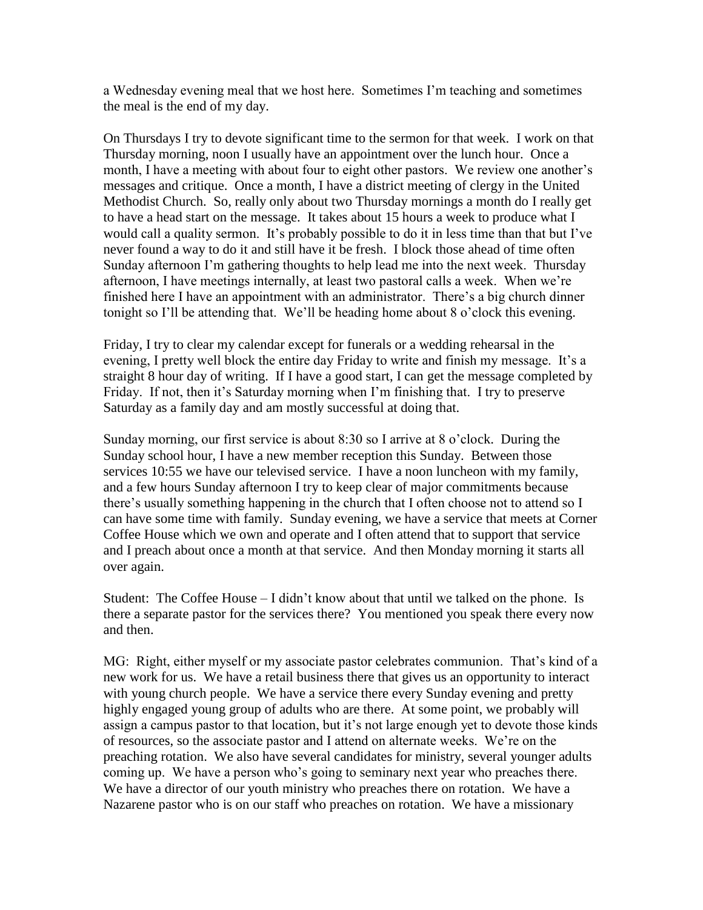a Wednesday evening meal that we host here. Sometimes I'm teaching and sometimes the meal is the end of my day.

On Thursdays I try to devote significant time to the sermon for that week. I work on that Thursday morning, noon I usually have an appointment over the lunch hour. Once a month, I have a meeting with about four to eight other pastors. We review one another's messages and critique. Once a month, I have a district meeting of clergy in the United Methodist Church. So, really only about two Thursday mornings a month do I really get to have a head start on the message. It takes about 15 hours a week to produce what I would call a quality sermon. It's probably possible to do it in less time than that but I've never found a way to do it and still have it be fresh. I block those ahead of time often Sunday afternoon I'm gathering thoughts to help lead me into the next week. Thursday afternoon, I have meetings internally, at least two pastoral calls a week. When we're finished here I have an appointment with an administrator. There's a big church dinner tonight so I'll be attending that. We'll be heading home about 8 o'clock this evening.

Friday, I try to clear my calendar except for funerals or a wedding rehearsal in the evening, I pretty well block the entire day Friday to write and finish my message. It's a straight 8 hour day of writing. If I have a good start, I can get the message completed by Friday. If not, then it's Saturday morning when I'm finishing that. I try to preserve Saturday as a family day and am mostly successful at doing that.

Sunday morning, our first service is about 8:30 so I arrive at 8 o'clock. During the Sunday school hour, I have a new member reception this Sunday. Between those services 10:55 we have our televised service. I have a noon luncheon with my family, and a few hours Sunday afternoon I try to keep clear of major commitments because there's usually something happening in the church that I often choose not to attend so I can have some time with family. Sunday evening, we have a service that meets at Corner Coffee House which we own and operate and I often attend that to support that service and I preach about once a month at that service. And then Monday morning it starts all over again.

Student: The Coffee House – I didn't know about that until we talked on the phone. Is there a separate pastor for the services there? You mentioned you speak there every now and then.

MG: Right, either myself or my associate pastor celebrates communion. That's kind of a new work for us. We have a retail business there that gives us an opportunity to interact with young church people. We have a service there every Sunday evening and pretty highly engaged young group of adults who are there. At some point, we probably will assign a campus pastor to that location, but it's not large enough yet to devote those kinds of resources, so the associate pastor and I attend on alternate weeks. We're on the preaching rotation. We also have several candidates for ministry, several younger adults coming up. We have a person who's going to seminary next year who preaches there. We have a director of our youth ministry who preaches there on rotation. We have a Nazarene pastor who is on our staff who preaches on rotation. We have a missionary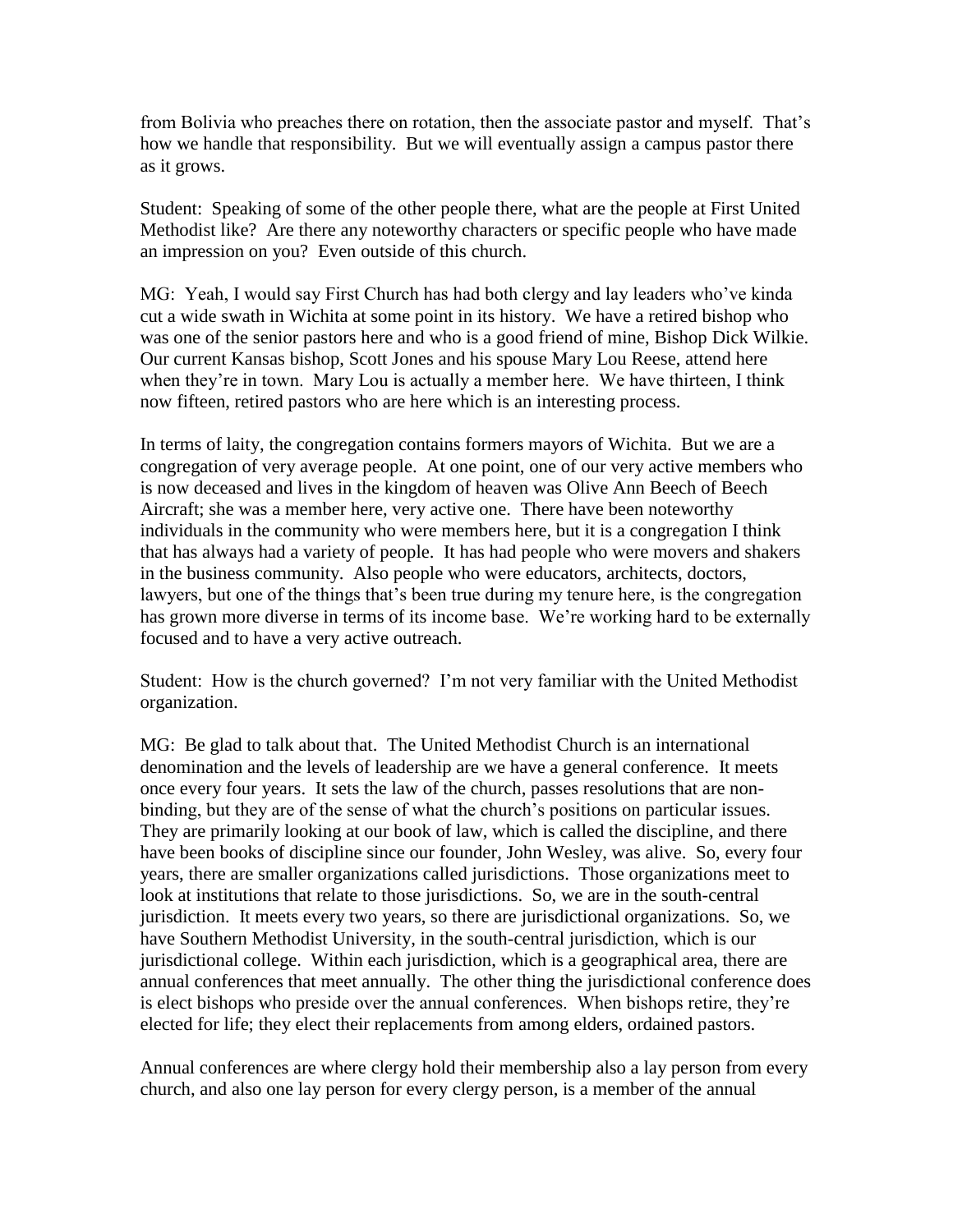from Bolivia who preaches there on rotation, then the associate pastor and myself. That's how we handle that responsibility. But we will eventually assign a campus pastor there as it grows.

Student: Speaking of some of the other people there, what are the people at First United Methodist like? Are there any noteworthy characters or specific people who have made an impression on you? Even outside of this church.

MG: Yeah, I would say First Church has had both clergy and lay leaders who've kinda cut a wide swath in Wichita at some point in its history. We have a retired bishop who was one of the senior pastors here and who is a good friend of mine, Bishop Dick Wilkie. Our current Kansas bishop, Scott Jones and his spouse Mary Lou Reese, attend here when they're in town. Mary Lou is actually a member here. We have thirteen, I think now fifteen, retired pastors who are here which is an interesting process.

In terms of laity, the congregation contains formers mayors of Wichita. But we are a congregation of very average people. At one point, one of our very active members who is now deceased and lives in the kingdom of heaven was Olive Ann Beech of Beech Aircraft; she was a member here, very active one. There have been noteworthy individuals in the community who were members here, but it is a congregation I think that has always had a variety of people. It has had people who were movers and shakers in the business community. Also people who were educators, architects, doctors, lawyers, but one of the things that's been true during my tenure here, is the congregation has grown more diverse in terms of its income base. We're working hard to be externally focused and to have a very active outreach.

Student: How is the church governed? I'm not very familiar with the United Methodist organization.

MG: Be glad to talk about that. The United Methodist Church is an international denomination and the levels of leadership are we have a general conference. It meets once every four years. It sets the law of the church, passes resolutions that are non-binding, but they are of the sense of what the church's positions on particular issues. They are primarily looking at our book of law, which is called the discipline, and there have been books of discipline since our founder, John Wesley, was alive. So, every four years, there are smaller organizations called jurisdictions. Those organizations meet to look at institutions that relate to those jurisdictions. So, we are in the south-central jurisdiction. It meets every two years, so there are jurisdictional organizations. So, we have Southern Methodist University, in the south-central jurisdiction, which is our jurisdictional college. Within each jurisdiction, which is a geographical area, there are annual conferences that meet annually. The other thing the jurisdictional conference does is elect bishops who preside over the annual conferences. When bishops retire, they're elected for life; they elect their replacements from among elders, ordained pastors.

Annual conferences are where clergy hold their membership also a lay person from every church, and also one lay person for every clergy person, is a member of the annual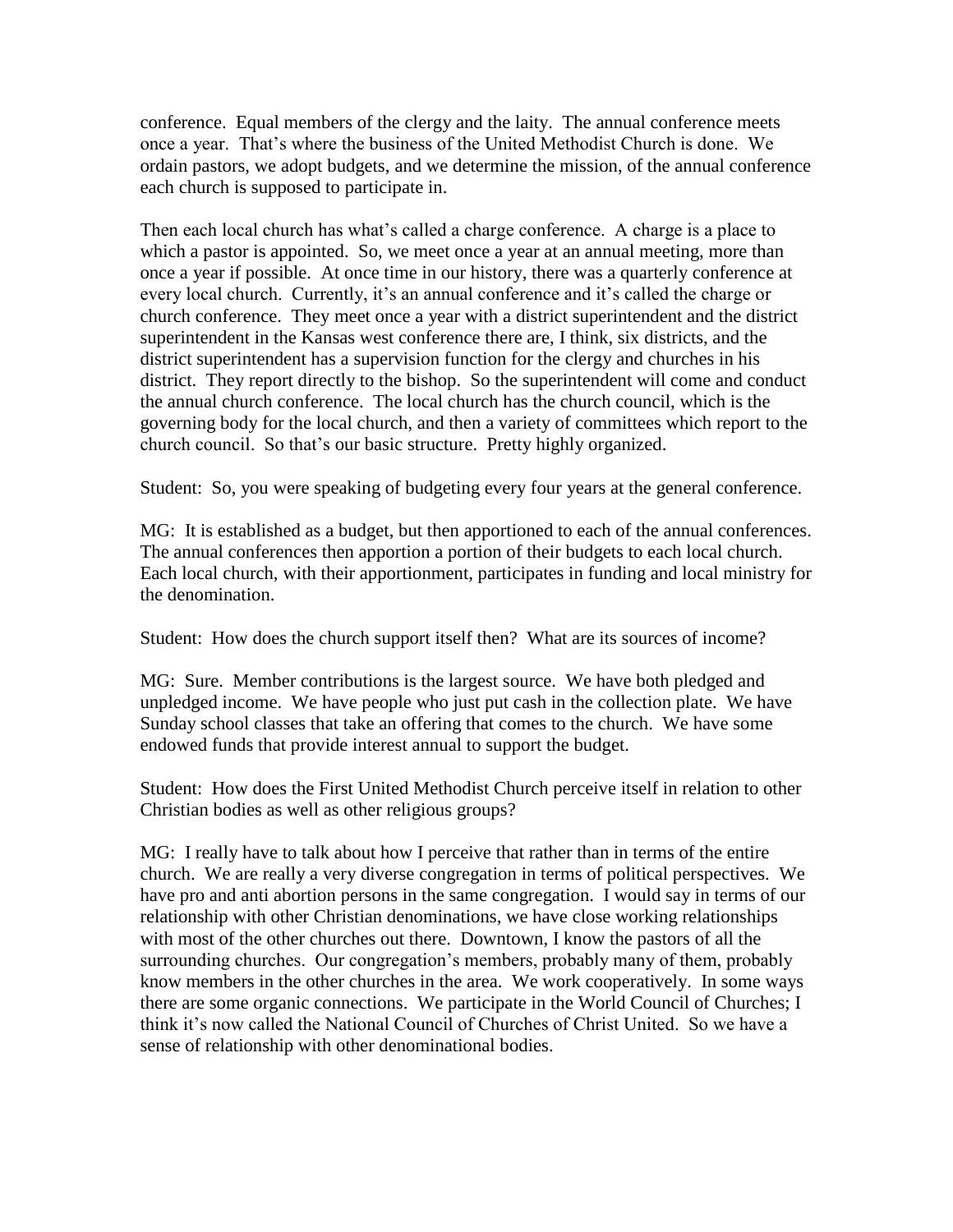conference. Equal members of the clergy and the laity. The annual conference meets once a year. That's where the business of the United Methodist Church is done. We ordain pastors, we adopt budgets, and we determine the mission, of the annual conference each church is supposed to participate in.

Then each local church has what's called a charge conference. A charge is a place to which a pastor is appointed. So, we meet once a year at an annual meeting, more than once a year if possible. At once time in our history, there was a quarterly conference at every local church. Currently, it's an annual conference and it's called the charge or church conference. They meet once a year with a district superintendent and the district superintendent in the Kansas west conference there are, I think, six districts, and the district superintendent has a supervision function for the clergy and churches in his district. They report directly to the bishop. So the superintendent will come and conduct the annual church conference. The local church has the church council, which is the governing body for the local church, and then a variety of committees which report to the church council. So that's our basic structure. Pretty highly organized.

Student: So, you were speaking of budgeting every four years at the general conference.

MG: It is established as a budget, but then apportioned to each of the annual conferences. The annual conferences then apportion a portion of their budgets to each local church. Each local church, with their apportionment, participates in funding and local ministry for the denomination.

Student: How does the church support itself then? What are its sources of income?

MG: Sure. Member contributions is the largest source. We have both pledged and unpledged income. We have people who just put cash in the collection plate. We have Sunday school classes that take an offering that comes to the church. We have some endowed funds that provide interest annual to support the budget.

Student: How does the First United Methodist Church perceive itself in relation to other Christian bodies as well as other religious groups?

MG: I really have to talk about how I perceive that rather than in terms of the entire church. We are really a very diverse congregation in terms of political perspectives. We have pro and anti abortion persons in the same congregation. I would say in terms of our relationship with other Christian denominations, we have close working relationships with most of the other churches out there. Downtown, I know the pastors of all the surrounding churches. Our congregation's members, probably many of them, probably know members in the other churches in the area. We work cooperatively. In some ways there are some organic connections. We participate in the World Council of Churches; I think it's now called the National Council of Churches of Christ United. So we have a sense of relationship with other denominational bodies.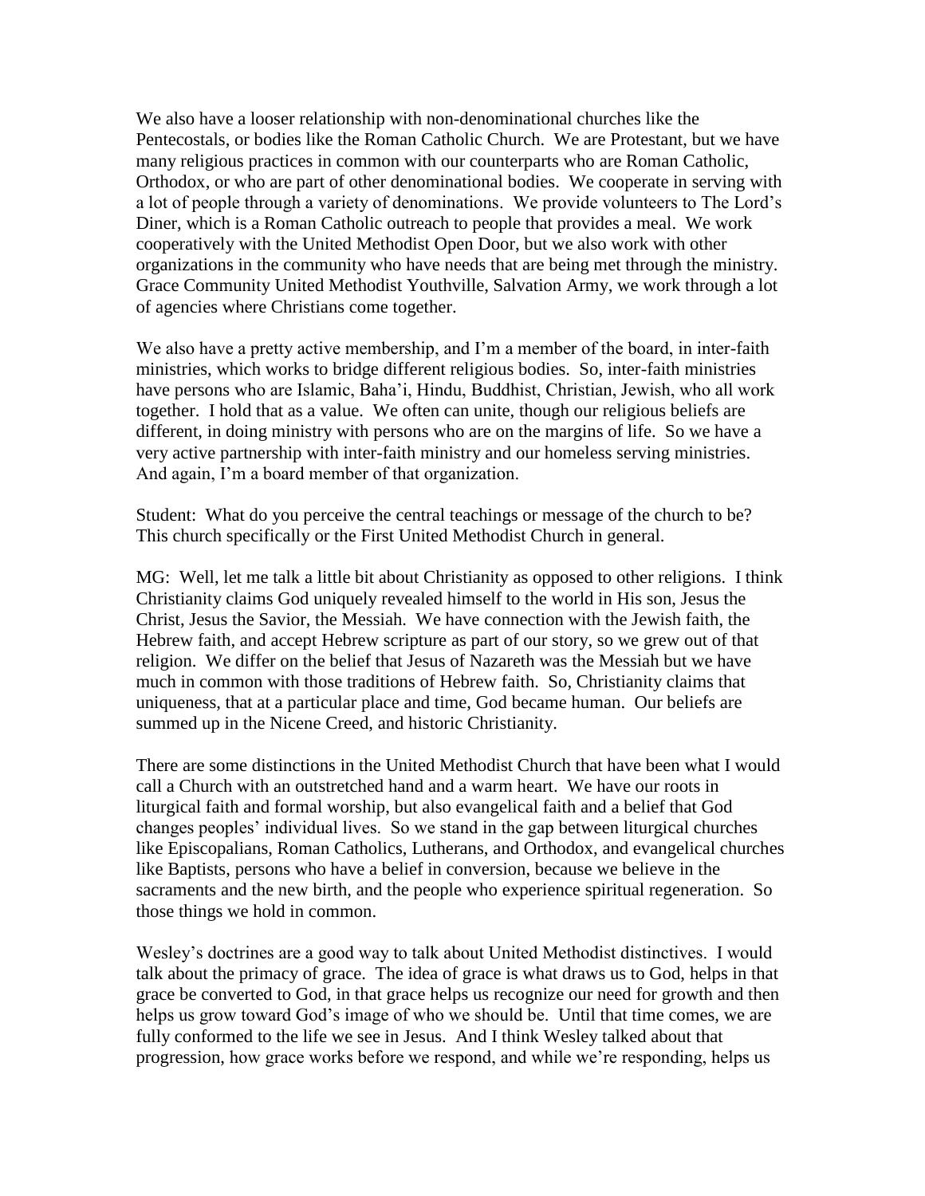We also have a looser relationship with non-denominational churches like the Pentecostals, or bodies like the Roman Catholic Church. We are Protestant, but we have many religious practices in common with our counterparts who are Roman Catholic, Orthodox, or who are part of other denominational bodies. We cooperate in serving with a lot of people through a variety of denominations. We provide volunteers to The Lord's Diner, which is a Roman Catholic outreach to people that provides a meal. We work cooperatively with the United Methodist Open Door, but we also work with other organizations in the community who have needs that are being met through the ministry. Grace Community United Methodist Youthville, Salvation Army, we work through a lot of agencies where Christians come together.

We also have a pretty active membership, and I'm a member of the board, in inter-faith ministries, which works to bridge different religious bodies. So, inter-faith ministries have persons who are Islamic, Baha'i, Hindu, Buddhist, Christian, Jewish, who all work together. I hold that as a value. We often can unite, though our religious beliefs are different, in doing ministry with persons who are on the margins of life. So we have a very active partnership with inter-faith ministry and our homeless serving ministries. And again, I'm a board member of that organization.

Student: What do you perceive the central teachings or message of the church to be? This church specifically or the First United Methodist Church in general.

MG: Well, let me talk a little bit about Christianity as opposed to other religions. I think Christianity claims God uniquely revealed himself to the world in His son, Jesus the Christ, Jesus the Savior, the Messiah. We have connection with the Jewish faith, the Hebrew faith, and accept Hebrew scripture as part of our story, so we grew out of that religion. We differ on the belief that Jesus of Nazareth was the Messiah but we have much in common with those traditions of Hebrew faith. So, Christianity claims that uniqueness, that at a particular place and time, God became human. Our beliefs are summed up in the Nicene Creed, and historic Christianity.

There are some distinctions in the United Methodist Church that have been what I would call a Church with an outstretched hand and a warm heart. We have our roots in liturgical faith and formal worship, but also evangelical faith and a belief that God changes peoples' individual lives. So we stand in the gap between liturgical churches like Episcopalians, Roman Catholics, Lutherans, and Orthodox, and evangelical churches like Baptists, persons who have a belief in conversion, because we believe in the sacraments and the new birth, and the people who experience spiritual regeneration. So those things we hold in common.

Wesley's doctrines are a good way to talk about United Methodist distinctives. I would talk about the primacy of grace. The idea of grace is what draws us to God, helps in that grace be converted to God, in that grace helps us recognize our need for growth and then helps us grow toward God's image of who we should be. Until that time comes, we are fully conformed to the life we see in Jesus. And I think Wesley talked about that progression, how grace works before we respond, and while we're responding, helps us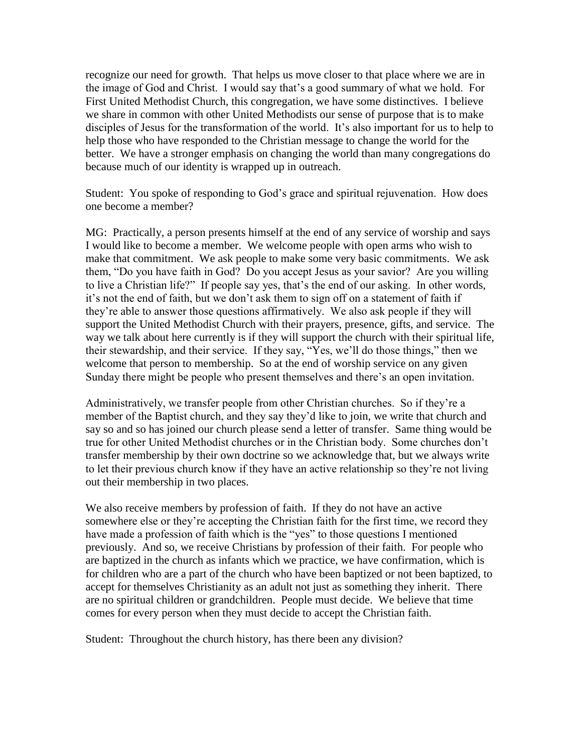recognize our need for growth. That helps us move closer to that place where we are in the image of God and Christ. I would say that's a good summary of what we hold. For First United Methodist Church, this congregation, we have some distinctives. I believe we share in common with other United Methodists our sense of purpose that is to make disciples of Jesus for the transformation of the world. It's also important for us to help to help those who have responded to the Christian message to change the world for the better. We have a stronger emphasis on changing the world than many congregations do because much of our identity is wrapped up in outreach.

Student: You spoke of responding to God's grace and spiritual rejuvenation. How does one become a member?

MG: Practically, a person presents himself at the end of any service of worship and says I would like to become a member. We welcome people with open arms who wish to make that commitment. We ask people to make some very basic commitments. We ask them, "Do you have faith in God? Do you accept Jesus as your savior? Are you willing to live a Christian life?" If people say yes, that's the end of our asking. In other words, it's not the end of faith, but we don't ask them to sign off on a statement of faith if they're able to answer those questions affirmatively. We also ask people if they will support the United Methodist Church with their prayers, presence, gifts, and service. The way we talk about here currently is if they will support the church with their spiritual life, their stewardship, and their service. If they say, "Yes, we'll do those things," then we welcome that person to membership. So at the end of worship service on any given Sunday there might be people who present themselves and there's an open invitation.

Administratively, we transfer people from other Christian churches. So if they're a member of the Baptist church, and they say they'd like to join, we write that church and say so and so has joined our church please send a letter of transfer. Same thing would be true for other United Methodist churches or in the Christian body. Some churches don't transfer membership by their own doctrine so we acknowledge that, but we always write to let their previous church know if they have an active relationship so they're not living out their membership in two places.

We also receive members by profession of faith. If they do not have an active somewhere else or they're accepting the Christian faith for the first time, we record they have made a profession of faith which is the "yes" to those questions I mentioned previously. And so, we receive Christians by profession of their faith. For people who are baptized in the church as infants which we practice, we have confirmation, which is for children who are a part of the church who have been baptized or not been baptized, to accept for themselves Christianity as an adult not just as something they inherit. There are no spiritual children or grandchildren. People must decide. We believe that time comes for every person when they must decide to accept the Christian faith.

Student: Throughout the church history, has there been any division?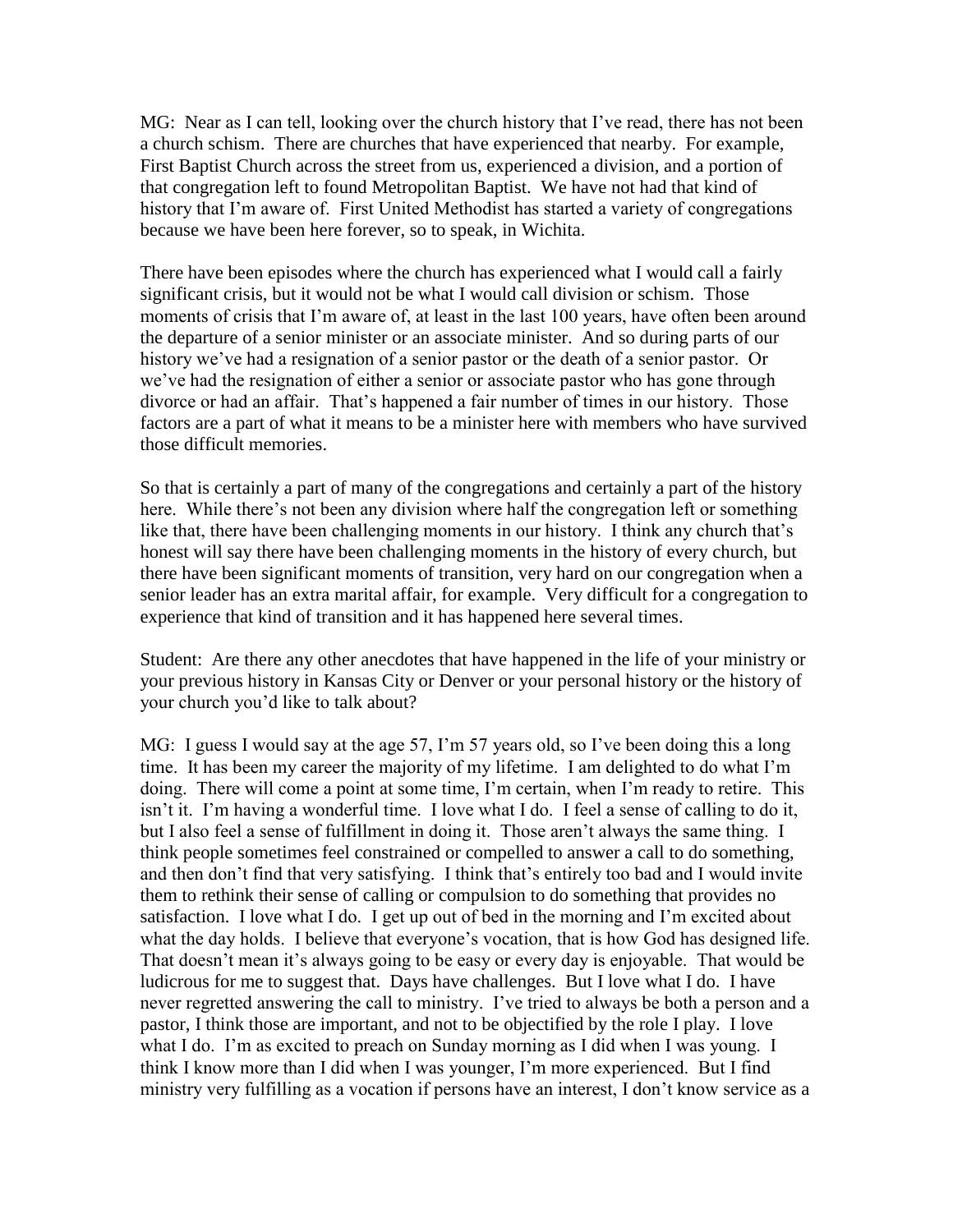MG: Near as I can tell, looking over the church history that I've read, there has not been a church schism. There are churches that have experienced that nearby. For example, First Baptist Church across the street from us, experienced a division, and a portion of that congregation left to found Metropolitan Baptist. We have not had that kind of history that I'm aware of. First United Methodist has started a variety of congregations because we have been here forever, so to speak, in Wichita.

There have been episodes where the church has experienced what I would call a fairly significant crisis, but it would not be what I would call division or schism. Those moments of crisis that I'm aware of, at least in the last 100 years, have often been around the departure of a senior minister or an associate minister. And so during parts of our history we've had a resignation of a senior pastor or the death of a senior pastor. Or we've had the resignation of either a senior or associate pastor who has gone through divorce or had an affair. That's happened a fair number of times in our history. Those factors are a part of what it means to be a minister here with members who have survived those difficult memories.

So that is certainly a part of many of the congregations and certainly a part of the history here. While there's not been any division where half the congregation left or something like that, there have been challenging moments in our history. I think any church that's honest will say there have been challenging moments in the history of every church, but there have been significant moments of transition, very hard on our congregation when a senior leader has an extra marital affair, for example. Very difficult for a congregation to experience that kind of transition and it has happened here several times.

Student: Are there any other anecdotes that have happened in the life of your ministry or your previous history in Kansas City or Denver or your personal history or the history of your church you'd like to talk about?

MG: I guess I would say at the age 57, I'm 57 years old, so I've been doing this a long time. It has been my career the majority of my lifetime. I am delighted to do what I'm doing. There will come a point at some time, I'm certain, when I'm ready to retire. This isn't it. I'm having a wonderful time. I love what I do. I feel a sense of calling to do it, but I also feel a sense of fulfillment in doing it. Those aren't always the same thing. I think people sometimes feel constrained or compelled to answer a call to do something, and then don't find that very satisfying. I think that's entirely too bad and I would invite them to rethink their sense of calling or compulsion to do something that provides no satisfaction. I love what I do. I get up out of bed in the morning and I'm excited about what the day holds. I believe that everyone's vocation, that is how God has designed life. That doesn't mean it's always going to be easy or every day is enjoyable. That would be ludicrous for me to suggest that. Days have challenges. But I love what I do. I have never regretted answering the call to ministry. I've tried to always be both a person and a pastor, I think those are important, and not to be objectified by the role I play. I love what I do. I'm as excited to preach on Sunday morning as I did when I was young. I think I know more than I did when I was younger, I'm more experienced. But I find ministry very fulfilling as a vocation if persons have an interest, I don't know service as a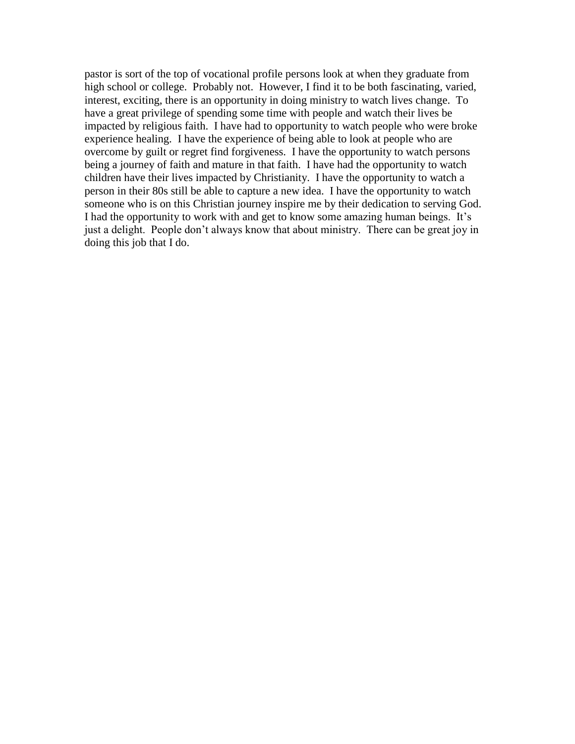pastor is sort of the top of vocational profile persons look at when they graduate from high school or college. Probably not. However, I find it to be both fascinating, varied, interest, exciting, there is an opportunity in doing ministry to watch lives change. To have a great privilege of spending some time with people and watch their lives be impacted by religious faith. I have had to opportunity to watch people who were broke experience healing. I have the experience of being able to look at people who are overcome by guilt or regret find forgiveness. I have the opportunity to watch persons being a journey of faith and mature in that faith. I have had the opportunity to watch children have their lives impacted by Christianity. I have the opportunity to watch a person in their 80s still be able to capture a new idea. I have the opportunity to watch someone who is on this Christian journey inspire me by their dedication to serving God. I had the opportunity to work with and get to know some amazing human beings. It's just a delight. People don't always know that about ministry. There can be great joy in doing this job that I do.